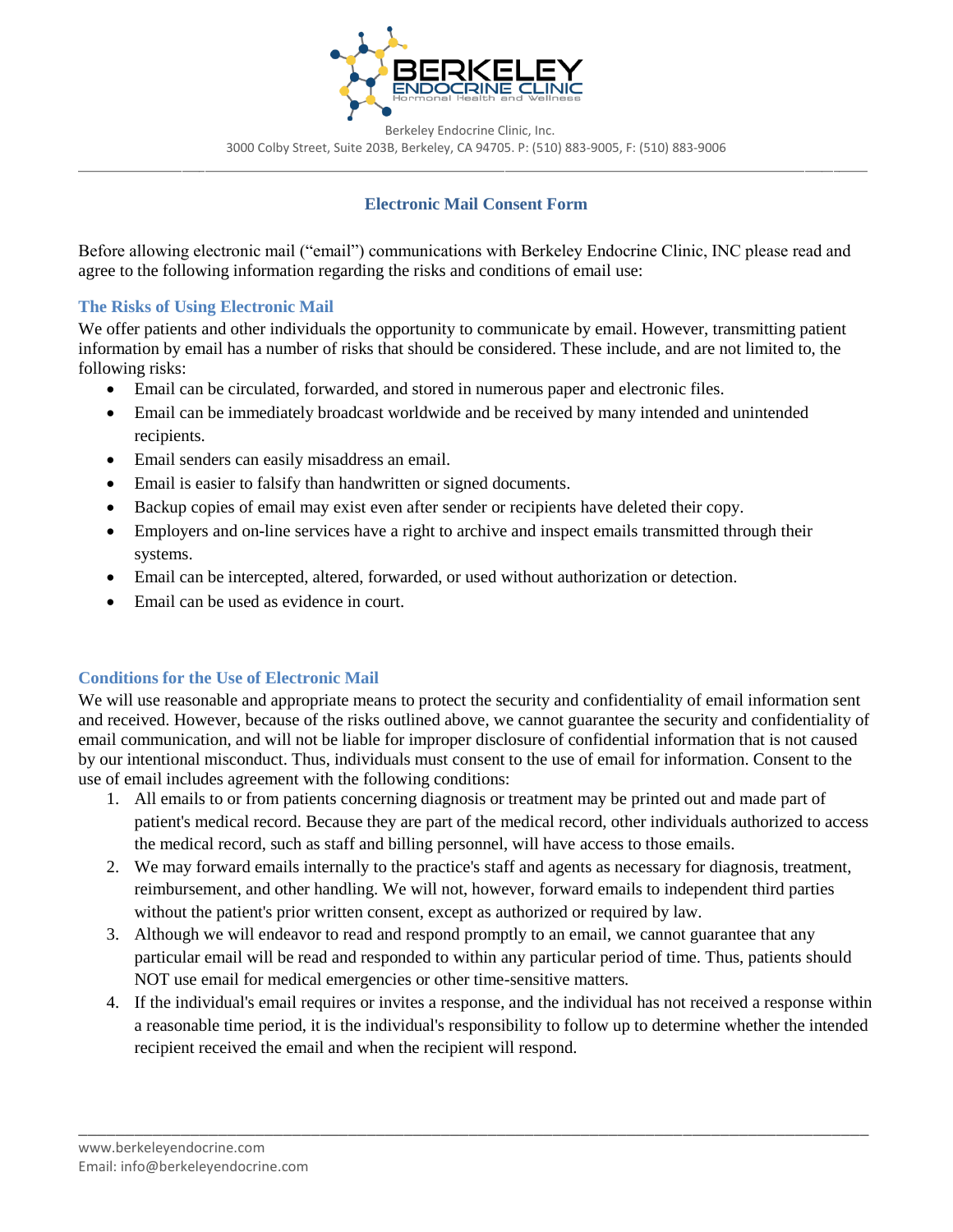Berkeley Endocrine Clinic, Inc.
3000 Colby Street, Suite 203B, Berkeley, CA 94705. P: (510) 883-9005, F: (510) 883-9006

# Electronic Mail Consent Form

Before allowing electronic mail ("email") communications with Berkeley Endocrine Clinic, INC please read and agree to the following information regarding the risks and conditions of email use:

## The Risks of Using Electronic Mail

We offer patients and other individuals the opportunity to communicate by email. However, transmitting patient information by email has a number of risks that should be considered. These include, and are not limited to, the following risks:

- Email can be circulated, forwarded, and stored in numerous paper and electronic files.
- Email can be immediately broadcast worldwide and be received by many intended and unintended recipients.
- Email senders can easily misaddress an email.
- Email is easier to falsify than handwritten or signed documents.
- Backup copies of email may exist even after sender or recipients have deleted their copy.
- Employers and on-line services have a right to archive and inspect emails transmitted through their systems.
- Email can be intercepted, altered, forwarded, or used without authorization or detection.
- Email can be used as evidence in court.

## Conditions for the Use of Electronic Mail

We will use reasonable and appropriate means to protect the security and confidentiality of email information sent and received. However, because of the risks outlined above, we cannot guarantee the security and confidentiality of email communication, and will not be liable for improper disclosure of confidential information that is not caused by our intentional misconduct. Thus, individuals must consent to the use of email for information. Consent to the use of email includes agreement with the following conditions:

1. All emails to or from patients concerning diagnosis or treatment may be printed out and made part of patient's medical record. Because they are part of the medical record, other individuals authorized to access the medical record, such as staff and billing personnel, will have access to those emails.
2. We may forward emails internally to the practice's staff and agents as necessary for diagnosis, treatment, reimbursement, and other handling. We will not, however, forward emails to independent third parties without the patient's prior written consent, except as authorized or required by law.
3. Although we will endeavor to read and respond promptly to an email, we cannot guarantee that any particular email will be read and responded to within any particular period of time. Thus, patients should NOT use email for medical emergencies or other time-sensitive matters.
4. If the individual's email requires or invites a response, and the individual has not received a response within a reasonable time period, it is the individual's responsibility to follow up to determine whether the intended recipient received the email and when the recipient will respond.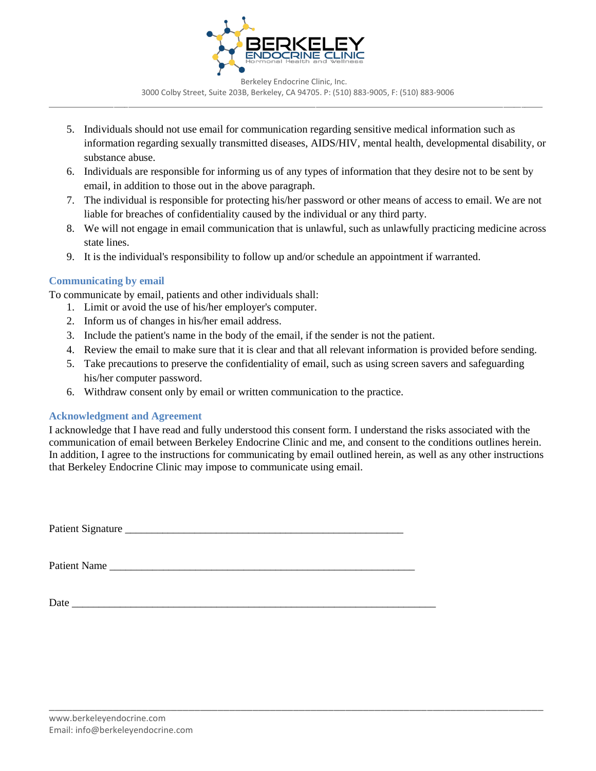5. Individuals should not use email for communication regarding sensitive medical information such as information regarding sexually transmitted diseases, AIDS/HIV, mental health, developmental disability, or substance abuse.
6. Individuals are responsible for informing us of any types of information that they desire not to be sent by email, in addition to those out in the above paragraph.
7. The individual is responsible for protecting his/her password or other means of access to email. We are not liable for breaches of confidentiality caused by the individual or any third party.
8. We will not engage in email communication that is unlawful, such as unlawfully practicing medicine across state lines.
9. It is the individual's responsibility to follow up and/or schedule an appointment if warranted.

### Communicating by email

To communicate by email, patients and other individuals shall:

1. Limit or avoid the use of his/her employer's computer.
2. Inform us of changes in his/her email address.
3. Include the patient's name in the body of the email, if the sender is not the patient.
4. Review the email to make sure that it is clear and that all relevant information is provided before sending.
5. Take precautions to preserve the confidentiality of email, such as using screen savers and safeguarding his/her computer password.
6. Withdraw consent only by email or written communication to the practice.

### Acknowledgment and Agreement

I acknowledge that I have read and fully understood this consent form. I understand the risks associated with the communication of email between Berkeley Endocrine Clinic and me, and consent to the conditions outlines herein. In addition, I agree to the instructions for communicating by email outlined herein, as well as any other instructions that Berkeley Endocrine Clinic may impose to communicate using email.

Patient Signature _______________________________________________

Patient Name _____________________________________________________

Date _________________________________________________________